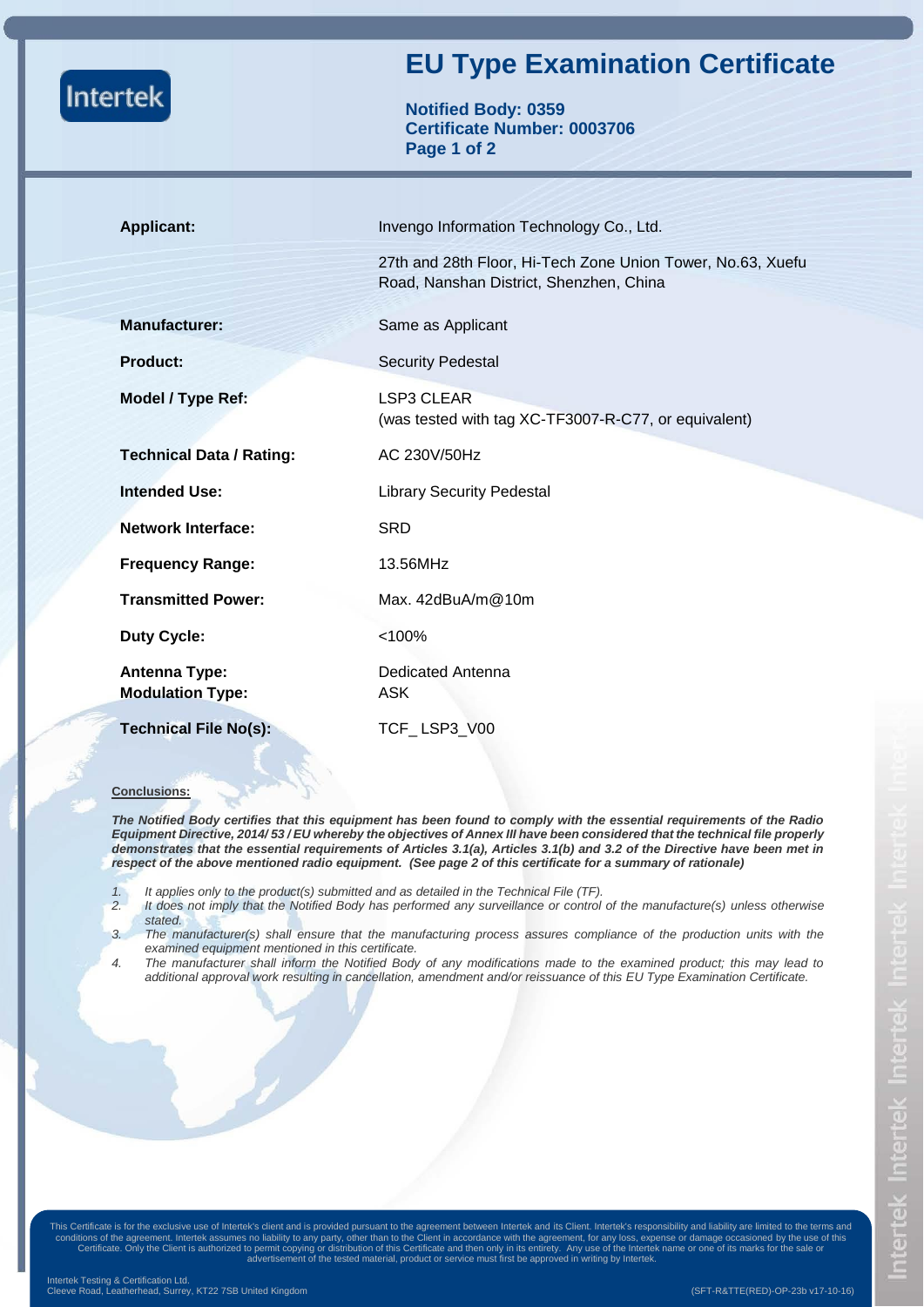# EU Type Examination Certificate

**Notified Body: 0359**
**Certificate Number: 0003706**

| | |
|---|---|
| **Applicant:** | Invengo Information Technology Co., Ltd. |
| | 27th and 28th Floor, Hi-Tech Zone Union Tower, No.63, Xuefu Road, Nanshan District, Shenzhen, China |
| **Manufacturer:** | Same as Applicant |
| **Product:** | Security Pedestal |
| **Model / Type Ref:** | LSP3 CLEAR (was tested with tag XC-TF3007-R-C77, or equivalent) |
| **Technical Data / Rating:** | AC 230V/50Hz |
| **Intended Use:** | Library Security Pedestal |
| **Network Interface:** | SRD |
| **Frequency Range:** | 13.56MHz |
| **Transmitted Power:** | Max. 42dBuA/m@10m |
| **Duty Cycle:** | <100% |
| **Antenna Type:** | Dedicated Antenna |
| **Modulation Type:** | ASK |
| **Technical File No(s):** | TCF_ LSP3_V00 |

**Conclusions:**

***The Notified Body certifies that this equipment has been found to comply with the essential requirements of the Radio Equipment Directive, 2014/ 53 / EU whereby the objectives of Annex III have been considered that the technical file properly demonstrates that the essential requirements of Articles 3.1(a), Articles 3.1(b) and 3.2 of the Directive have been met in respect of the above mentioned radio equipment. (See page 2 of this certificate for a summary of rationale)***

1. *It applies only to the product(s) submitted and as detailed in the Technical File (TF).*
2. *It does not imply that the Notified Body has performed any surveillance or control of the manufacture(s) unless otherwise stated.*
3. *The manufacturer(s) shall ensure that the manufacturing process assures compliance of the production units with the examined equipment mentioned in this certificate.*
4. *The manufacturer shall inform the Notified Body of any modifications made to the examined product; this may lead to additional approval work resulting in cancellation, amendment and/or reissuance of this EU Type Examination Certificate.*

This Certificate is for the exclusive use of Intertek's client and is provided pursuant to the agreement between Intertek and its Client. Intertek's responsibility and liability are limited to the terms and conditions of the agreement. Intertek assumes no liability to any party, other than to the Client in accordance with the agreement, for any loss, expense or damage occasioned by the use of this Certificate. Only the Client is authorized to permit copying or distribution of this Certificate and then only in its entirety. Any use of the Intertek name or one of its marks for the sale or advertisement of the tested material, product or service must first be approved in writing by Intertek.

Intertek Testing & Certification Ltd.
Cleeve Road, Leatherhead, Surrey, KT22 7SB United Kingdom

(SFT-R&TTE(RED)-OP-23b v17-10-16)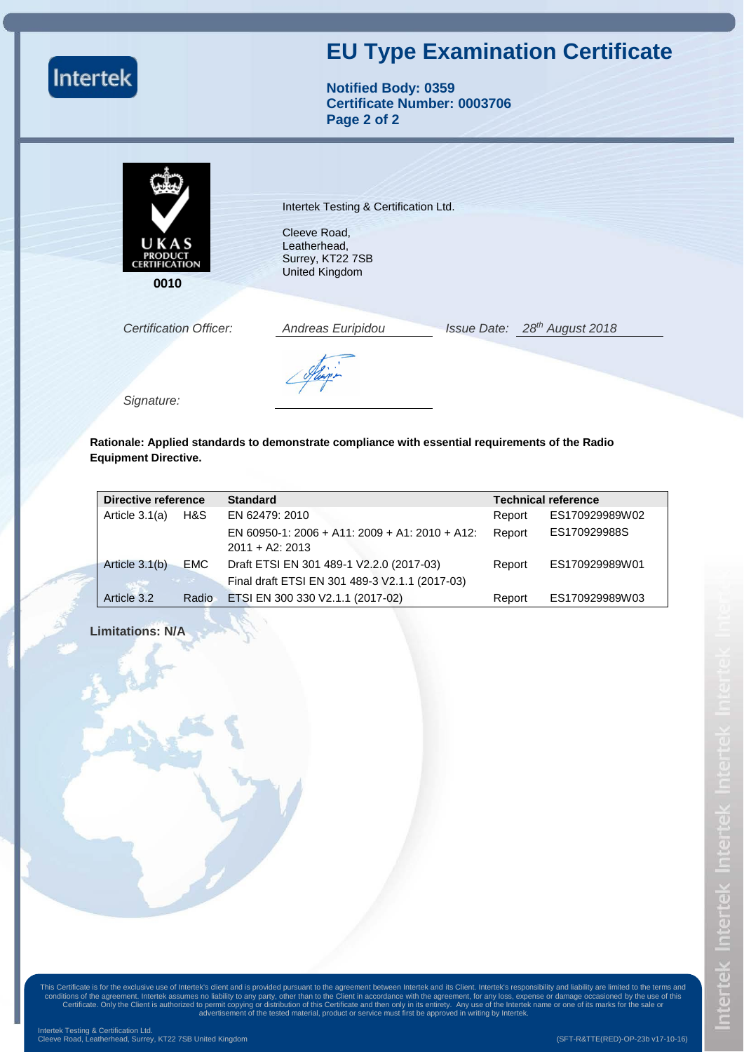# EU Type Examination Certificate

**Notified Body: 0359**
**Certificate Number: 0003706**
**Page 2 of 2**

0010

Intertek Testing & Certification Ltd.

Cleeve Road,
Leatherhead,
Surrey, KT22 7SB
United Kingdom

*Certification Officer:* *Andreas Euripidou* *Issue Date:* *28th August 2018*

*Signature:*

**Rationale: Applied standards to demonstrate compliance with essential requirements of the Radio Equipment Directive.**

| Directive reference | | Standard | Technical reference | |
|---|---|---|---|---|
| Article 3.1(a) | H&S | EN 62479: 2010 | Report | ES170929989W02 |
| | | EN 60950-1: 2006 + A11: 2009 + A1: 2010 + A12: 2011 + A2: 2013 | Report | ES170929988S |
| Article 3.1(b) | EMC | Draft ETSI EN 301 489-1 V2.2.0 (2017-03) | Report | ES170929989W01 |
| | | Final draft ETSI EN 301 489-3 V2.1.1 (2017-03) | | |
| Article 3.2 | Radio | ETSI EN 300 330 V2.1.1 (2017-02) | Report | ES170929989W03 |

**Limitations: N/A**

This Certificate is for the exclusive use of Intertek's client and is provided pursuant to the agreement between Intertek and its Client. Intertek's responsibility and liability are limited to the terms and conditions of the agreement. Intertek assumes no liability to any party, other than to the Client in accordance with the agreement, for any loss, expense or damage occasioned by the use of this Certificate. Only the Client is authorized to permit copying or distribution of this Certificate and then only in its entirety. Any use of the Intertek name or one of its marks for the sale or advertisement of the tested material, product or service must first be approved in writing by Intertek.

Intertek Testing & Certification Ltd.
Cleeve Road, Leatherhead, Surrey, KT22 7SB United Kingdom

(SFT-R&TTE(RED)-OP-23b v17-10-16)